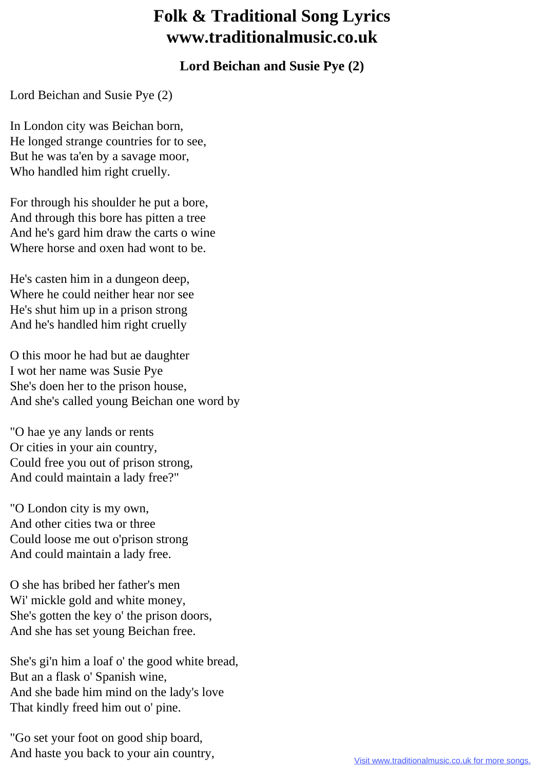# Folk & Traditional Song Lyrics www.traditionalmusic.co.uk

### Lord Beichan and Susie Pye (2)

Lord Beichan and Susie Pye (2)

In London city was Beichan born,
He longed strange countries for to see,
But he was ta'en by a savage moor,
Who handled him right cruelly.

For through his shoulder he put a bore,
And through this bore has pitten a tree
And he's gard him draw the carts o wine
Where horse and oxen had wont to be.

He's casten him in a dungeon deep,
Where he could neither hear nor see
He's shut him up in a prison strong
And he's handled him right cruelly

O this moor he had but ae daughter
I wot her name was Susie Pye
She's doen her to the prison house,
And she's called young Beichan one word by

"O hae ye any lands or rents
Or cities in your ain country,
Could free you out of prison strong,
And could maintain a lady free?"

"O London city is my own,
And other cities twa or three
Could loose me out o'prison strong
And could maintain a lady free.

O she has bribed her father's men
Wi' mickle gold and white money,
She's gotten the key o' the prison doors,
And she has set young Beichan free.

She's gi'n him a loaf o' the good white bread,
But an a flask o' Spanish wine,
And she bade him mind on the lady's love
That kindly freed him out o' pine.

"Go set your foot on good ship board,
And haste you back to your ain country,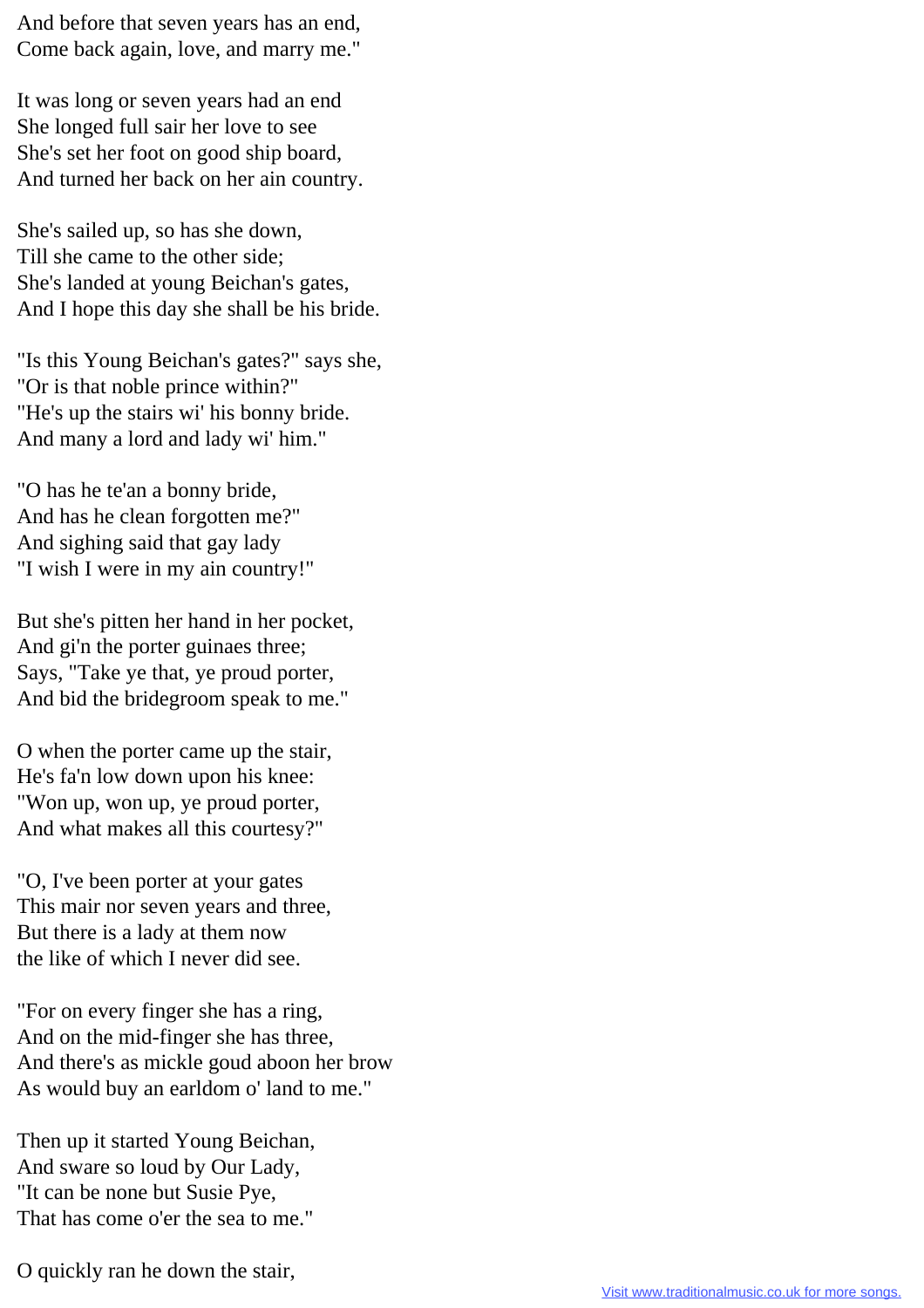And before that seven years has an end,
Come back again, love, and marry me."

It was long or seven years had an end
She longed full sair her love to see
She's set her foot on good ship board,
And turned her back on her ain country.

She's sailed up, so has she down,
Till she came to the other side;
She's landed at young Beichan's gates,
And I hope this day she shall be his bride.

"Is this Young Beichan's gates?" says she,
"Or is that noble prince within?"
"He's up the stairs wi' his bonny bride.
And many a lord and lady wi' him."

"O has he te'an a bonny bride,
And has he clean forgotten me?"
And sighing said that gay lady
"I wish I were in my ain country!"

But she's pitten her hand in her pocket,
And gi'n the porter guinaes three;
Says, "Take ye that, ye proud porter,
And bid the bridegroom speak to me."

O when the porter came up the stair,
He's fa'n low down upon his knee:
"Won up, won up, ye proud porter,
And what makes all this courtesy?"

"O, I've been porter at your gates
This mair nor seven years and three,
But there is a lady at them now
the like of which I never did see.

"For on every finger she has a ring,
And on the mid-finger she has three,
And there's as mickle goud aboon her brow
As would buy an earldom o' land to me."

Then up it started Young Beichan,
And sware so loud by Our Lady,
"It can be none but Susie Pye,
That has come o'er the sea to me."

O quickly ran he down the stair,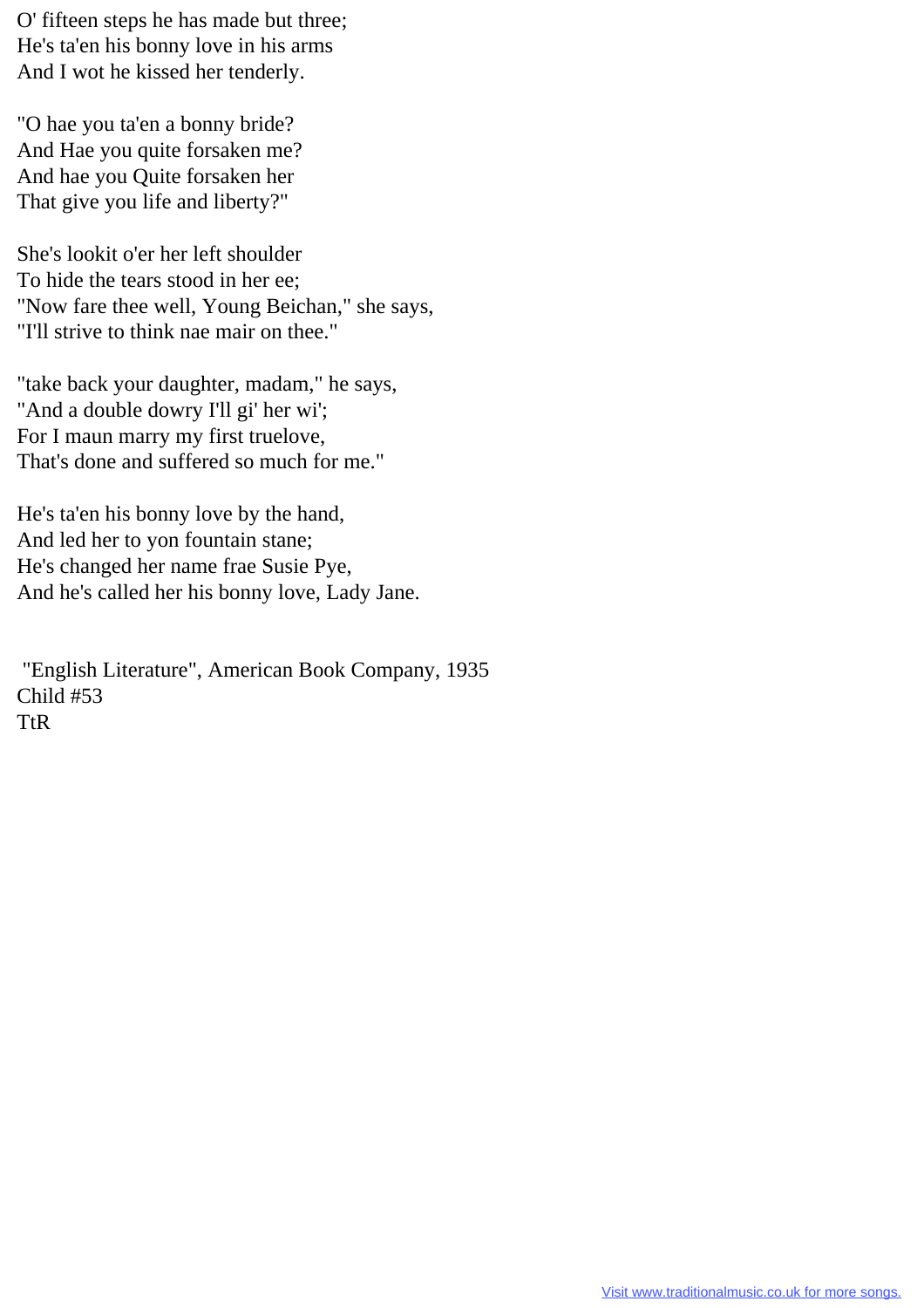O' fifteen steps he has made but three;
He's ta'en his bonny love in his arms
And I wot he kissed her tenderly.

"O hae you ta'en a bonny bride?
And Hae you quite forsaken me?
And hae you Quite forsaken her
That give you life and liberty?"

She's lookit o'er her left shoulder
To hide the tears stood in her ee;
"Now fare thee well, Young Beichan," she says,
"I'll strive to think nae mair on thee."

"take back your daughter, madam," he says,
"And a double dowry I'll gi' her wi';
For I maun marry my first truelove,
That's done and suffered so much for me."

He's ta'en his bonny love by the hand,
And led her to yon fountain stane;
He's changed her name frae Susie Pye,
And he's called her his bonny love, Lady Jane.

"English Literature", American Book Company, 1935
Child #53
TtR

Visit www.traditionalmusic.co.uk for more songs.